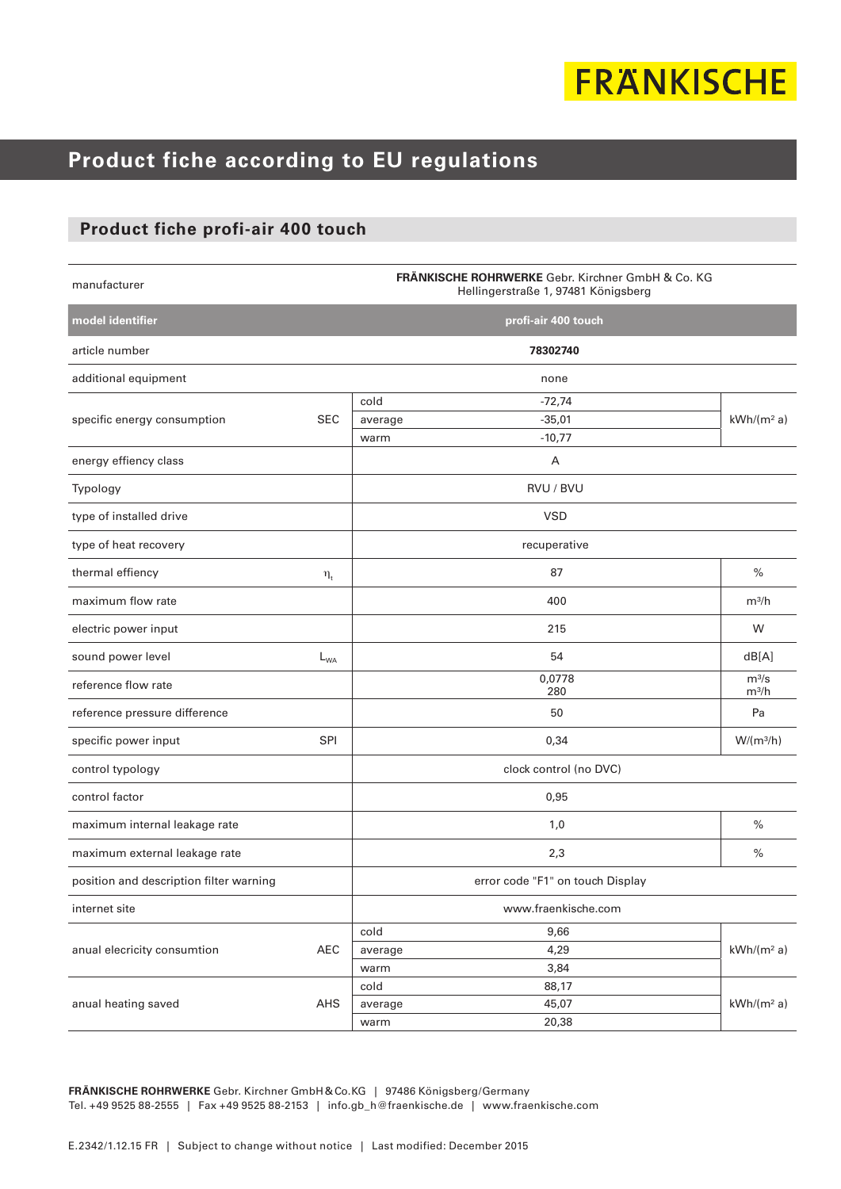FRÄNKISCHE

# Product fiche according to EU regulations

## Product fiche profi-air 400 touch

| | | | | |
|---|---|---|---|---|
| manufacturer | | **FRÄNKISCHE ROHRWERKE** Gebr. Kirchner GmbH & Co. KG<br>Hellingerstraße 1, 97481 Königsberg | | |
| **model identifier** | | **profi-air 400 touch** | | |
| article number | | **78302740** | | |
| additional equipment | | none | | |
| specific energy consumption | SEC | cold | -72,74 | kWh/(m² a) |
| | | average | -35,01 | |
| | | warm | -10,77 | |
| energy effiency class | | A | | |
| Typology | | RVU / BVU | | |
| type of installed drive | | VSD | | |
| type of heat recovery | | recuperative | | |
| thermal effiency | $\eta_t$ | 87 | | % |
| maximum flow rate | | 400 | | m³/h |
| electric power input | | 215 | | W |
| sound power level | $L_{WA}$ | 54 | | dB[A] |
| reference flow rate | | 0,0778<br>280 | | m³/s<br>m³/h |
| reference pressure difference | | 50 | | Pa |
| specific power input | SPI | 0,34 | | W/(m³/h) |
| control typology | | clock control (no DVC) | | |
| control factor | | 0,95 | | |
| maximum internal leakage rate | | 1,0 | | % |
| maximum external leakage rate | | 2,3 | | % |
| position and description filter warning | | error code "F1" on touch Display | | |
| internet site | | www.fraenkische.com | | |
| anual elecricity consumtion | AEC | cold | 9,66 | kWh/(m² a) |
| | | average | 4,29 | |
| | | warm | 3,84 | |
| anual heating saved | AHS | cold | 88,17 | kWh/(m² a) |
| | | average | 45,07 | |
| | | warm | 20,38 | |

**FRÄNKISCHE ROHRWERKE** Gebr. Kirchner GmbH & Co.KG | 97486 Königsberg/Germany
Tel. +49 9525 88-2555 | Fax +49 9525 88-2153 | info.gb_h@fraenkische.de | www.fraenkische.com

E.2342/1.12.15 FR | Subject to change without notice | Last modified: December 2015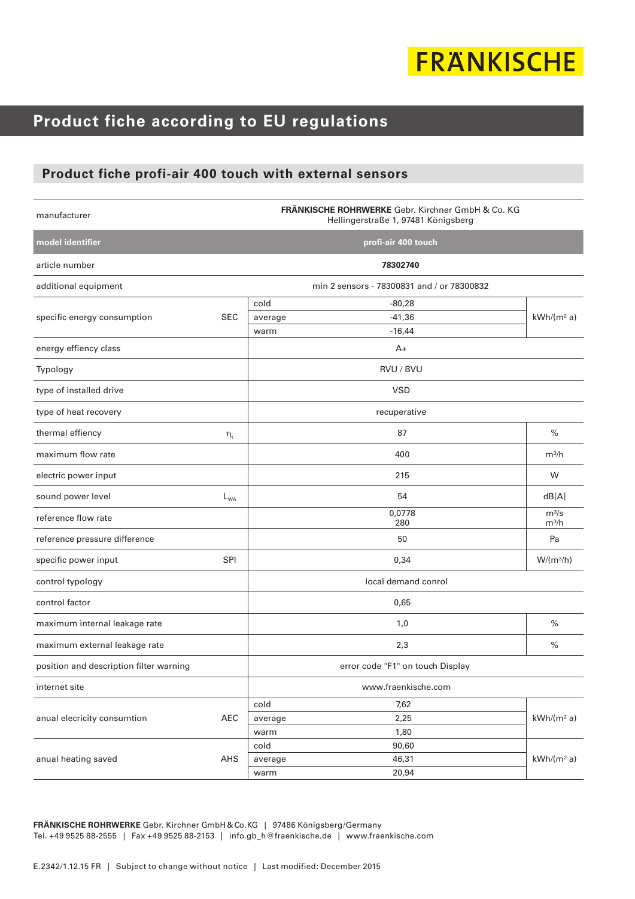FRÄNKISCHE

# Product fiche according to EU regulations

## Product fiche profi-air 400 touch with external sensors

| | | | | |
|---|---|---|---|---|
| manufacturer | | **FRÄNKISCHE ROHRWERKE** Gebr. Kirchner GmbH & Co. KG<br>Hellingerstraße 1, 97481 Königsberg | | |
| **model identifier** | | **profi-air 400 touch** | | |
| article number | | **78302740** | | |
| additional equipment | | min 2 sensors - 78300831 and / or 78300832 | | |
| specific energy consumption | SEC | cold | -80,28 | kWh/(m² a) |
| | | average | -41,36 | kWh/(m² a) |
| | | warm | -16,44 | kWh/(m² a) |
| energy effiency class | | A+ | | |
| Typology | | RVU / BVU | | |
| type of installed drive | | VSD | | |
| type of heat recovery | | recuperative | | |
| thermal effiency | $\eta_t$ | 87 | | % |
| maximum flow rate | | 400 | | m³/h |
| electric power input | | 215 | | W |
| sound power level | $L_{WA}$ | 54 | | dB[A] |
| reference flow rate | | 0,0778<br>280 | | m³/s<br>m³/h |
| reference pressure difference | | 50 | | Pa |
| specific power input | SPI | 0,34 | | W/(m³/h) |
| control typology | | local demand conrol | | |
| control factor | | 0,65 | | |
| maximum internal leakage rate | | 1,0 | | % |
| maximum external leakage rate | | 2,3 | | % |
| position and description filter warning | | error code "F1" on touch Display | | |
| internet site | | www.fraenkische.com | | |
| anual elecricity consumtion | AEC | cold | 7,62 | kWh/(m² a) |
| | | average | 2,25 | kWh/(m² a) |
| | | warm | 1,80 | kWh/(m² a) |
| anual heating saved | AHS | cold | 90,60 | kWh/(m² a) |
| | | average | 46,31 | kWh/(m² a) |
| | | warm | 20,94 | kWh/(m² a) |

**FRÄNKISCHE ROHRWERKE** Gebr. Kirchner GmbH & Co.KG | 97486 Königsberg/Germany
Tel. +49 9525 88-2555 | Fax +49 9525 88-2153 | info.gb_h@fraenkische.de | www.fraenkische.com

E.2342/1.12.15 FR | Subject to change without notice | Last modified: December 2015